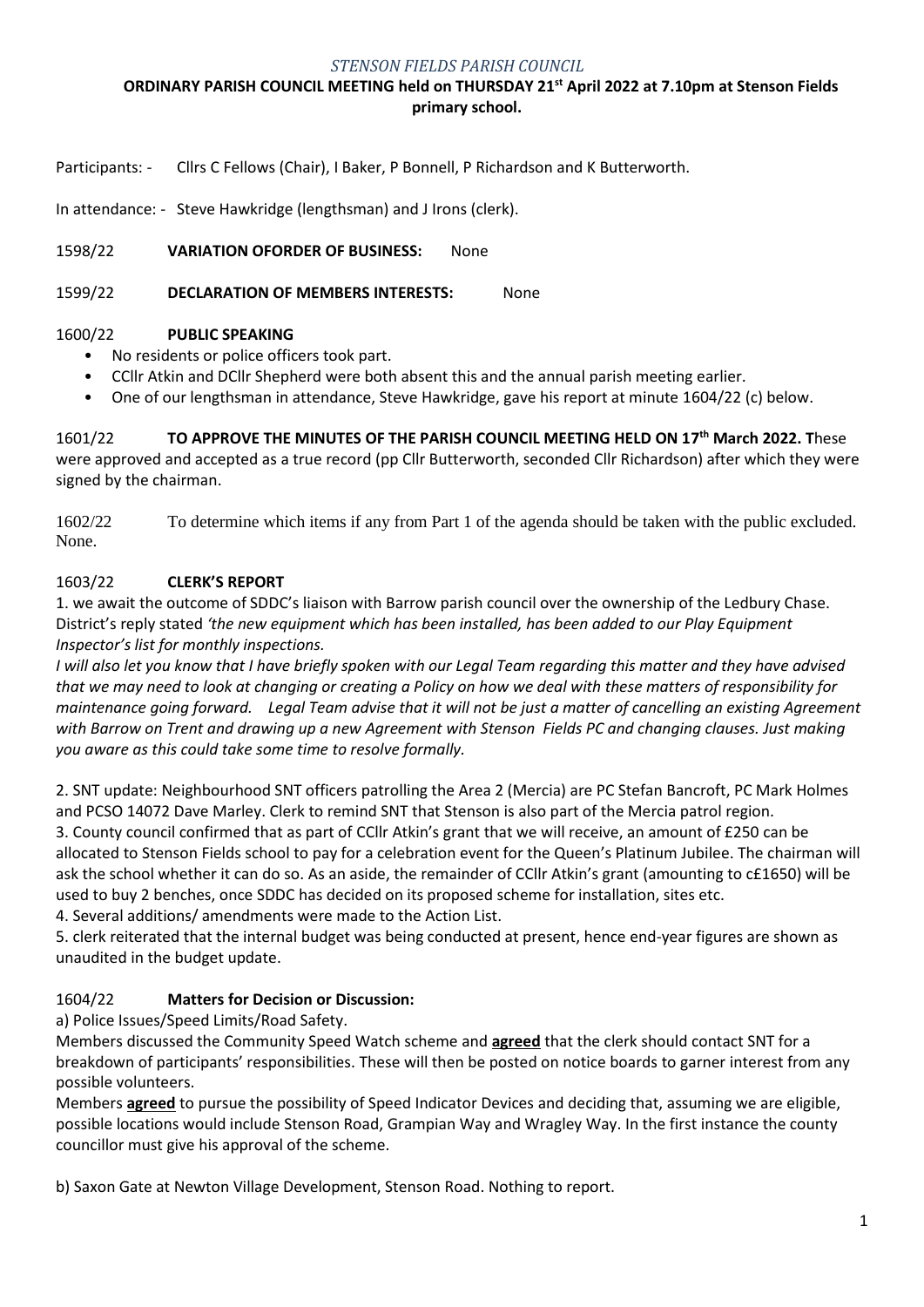*STENSON FIELDS PARISH COUNCIL*

**ORDINARY PARISH COUNCIL MEETING held on THURSDAY 21st April 2022 at 7.10pm at Stenson Fields primary school.**

Participants: - Cllrs C Fellows (Chair), I Baker, P Bonnell, P Richardson and K Butterworth.

In attendance: - Steve Hawkridge (lengthsman) and J Irons (clerk).

1598/22 **VARIATION OFORDER OF BUSINESS:** None

1599/22 **DECLARATION OF MEMBERS INTERESTS:** None

1600/22 **PUBLIC SPEAKING**

- No residents or police officers took part.
- CCllr Atkin and DCllr Shepherd were both absent this and the annual parish meeting earlier.
- One of our lengthsman in attendance, Steve Hawkridge, gave his report at minute 1604/22 (c) below.

1601/22 **TO APPROVE THE MINUTES OF THE PARISH COUNCIL MEETING HELD ON 17th March 2022. T**hese were approved and accepted as a true record (pp Cllr Butterworth, seconded Cllr Richardson) after which they were signed by the chairman.

1602/22 To determine which items if any from Part 1 of the agenda should be taken with the public excluded. None.

1603/22 **CLERK'S REPORT**

1. we await the outcome of SDDC's liaison with Barrow parish council over the ownership of the Ledbury Chase. District's reply stated *'the new equipment which has been installed, has been added to our Play Equipment Inspector's list for monthly inspections.*

*I will also let you know that I have briefly spoken with our Legal Team regarding this matter and they have advised that we may need to look at changing or creating a Policy on how we deal with these matters of responsibility for maintenance going forward. Legal Team advise that it will not be just a matter of cancelling an existing Agreement with Barrow on Trent and drawing up a new Agreement with Stenson Fields PC and changing clauses. Just making you aware as this could take some time to resolve formally.*

2. SNT update: Neighbourhood SNT officers patrolling the Area 2 (Mercia) are PC Stefan Bancroft, PC Mark Holmes and PCSO 14072 Dave Marley. Clerk to remind SNT that Stenson is also part of the Mercia patrol region.
3. County council confirmed that as part of CCllr Atkin's grant that we will receive, an amount of £250 can be allocated to Stenson Fields school to pay for a celebration event for the Queen's Platinum Jubilee. The chairman will ask the school whether it can do so. As an aside, the remainder of CCllr Atkin's grant (amounting to c£1650) will be used to buy 2 benches, once SDDC has decided on its proposed scheme for installation, sites etc.
4. Several additions/ amendments were made to the Action List.
5. clerk reiterated that the internal budget was being conducted at present, hence end-year figures are shown as unaudited in the budget update.

1604/22 **Matters for Decision or Discussion:**

a) Police Issues/Speed Limits/Road Safety.

Members discussed the Community Speed Watch scheme and **agreed** that the clerk should contact SNT for a breakdown of participants' responsibilities. These will then be posted on notice boards to garner interest from any possible volunteers.

Members **agreed** to pursue the possibility of Speed Indicator Devices and deciding that, assuming we are eligible, possible locations would include Stenson Road, Grampian Way and Wragley Way. In the first instance the county councillor must give his approval of the scheme.

b) Saxon Gate at Newton Village Development, Stenson Road. Nothing to report.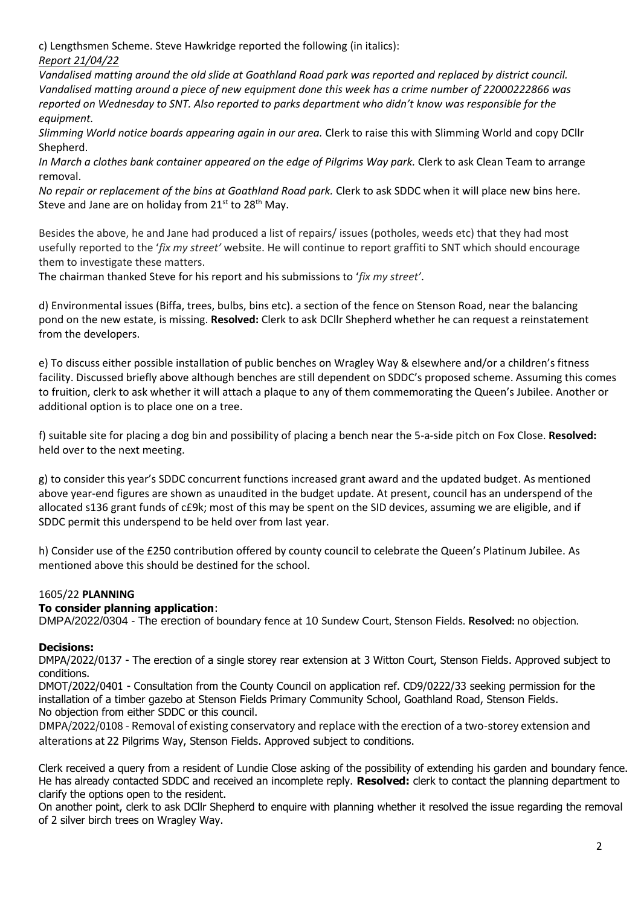c) Lengthsmen Scheme. Steve Hawkridge reported the following (in italics):

*Report 21/04/22*

*Vandalised matting around the old slide at Goathland Road park was reported and replaced by district council. Vandalised matting around a piece of new equipment done this week has a crime number of 22000222866 was reported on Wednesday to SNT. Also reported to parks department who didn't know was responsible for the equipment.*

*Slimming World notice boards appearing again in our area.* Clerk to raise this with Slimming World and copy DCllr Shepherd.

*In March a clothes bank container appeared on the edge of Pilgrims Way park.* Clerk to ask Clean Team to arrange removal.

*No repair or replacement of the bins at Goathland Road park.* Clerk to ask SDDC when it will place new bins here. Steve and Jane are on holiday from 21st to 28th May.

Besides the above, he and Jane had produced a list of repairs/ issues (potholes, weeds etc) that they had most usefully reported to the '*fix my street'* website. He will continue to report graffiti to SNT which should encourage them to investigate these matters.

The chairman thanked Steve for his report and his submissions to '*fix my street'*.

d) Environmental issues (Biffa, trees, bulbs, bins etc). a section of the fence on Stenson Road, near the balancing pond on the new estate, is missing. **Resolved:** Clerk to ask DCllr Shepherd whether he can request a reinstatement from the developers.

e) To discuss either possible installation of public benches on Wragley Way & elsewhere and/or a children's fitness facility. Discussed briefly above although benches are still dependent on SDDC's proposed scheme. Assuming this comes to fruition, clerk to ask whether it will attach a plaque to any of them commemorating the Queen's Jubilee. Another or additional option is to place one on a tree.

f) suitable site for placing a dog bin and possibility of placing a bench near the 5-a-side pitch on Fox Close. **Resolved:** held over to the next meeting.

g) to consider this year's SDDC concurrent functions increased grant award and the updated budget. As mentioned above year-end figures are shown as unaudited in the budget update. At present, council has an underspend of the allocated s136 grant funds of c£9k; most of this may be spent on the SID devices, assuming we are eligible, and if SDDC permit this underspend to be held over from last year.

h) Consider use of the £250 contribution offered by county council to celebrate the Queen's Platinum Jubilee. As mentioned above this should be destined for the school.

1605/22 **PLANNING**

**To consider planning application**:

DMPA/2022/0304 - The erection of boundary fence at 10 Sundew Court, Stenson Fields. **Resolved:** no objection.

**Decisions:**

DMPA/2022/0137 - The erection of a single storey rear extension at 3 Witton Court, Stenson Fields. Approved subject to conditions.

DMOT/2022/0401 - Consultation from the County Council on application ref. CD9/0222/33 seeking permission for the installation of a timber gazebo at Stenson Fields Primary Community School, Goathland Road, Stenson Fields. No objection from either SDDC or this council.

DMPA/2022/0108 - Removal of existing conservatory and replace with the erection of a two-storey extension and alterations at 22 Pilgrims Way, Stenson Fields. Approved subject to conditions.

Clerk received a query from a resident of Lundie Close asking of the possibility of extending his garden and boundary fence. He has already contacted SDDC and received an incomplete reply. **Resolved:** clerk to contact the planning department to clarify the options open to the resident.

On another point, clerk to ask DCllr Shepherd to enquire with planning whether it resolved the issue regarding the removal of 2 silver birch trees on Wragley Way.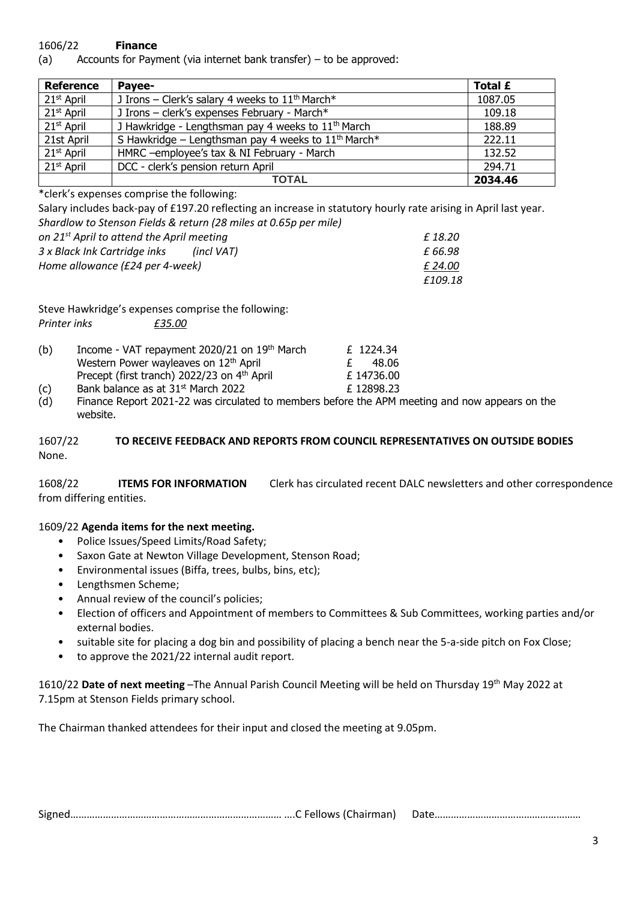1606/22 **Finance**

(a) Accounts for Payment (via internet bank transfer) – to be approved:

| Reference | Payee- | Total £ |
|---|---|---|
| 21st April | J Irons – Clerk's salary 4 weeks to 11th March* | 1087.05 |
| 21st April | J Irons – clerk's expenses February - March* | 109.18 |
| 21st April | J Hawkridge - Lengthsman pay 4 weeks to 11th March | 188.89 |
| 21st April | S Hawkridge – Lengthsman pay 4 weeks to 11th March* | 222.11 |
| 21st April | HMRC –employee's tax & NI February - March | 132.52 |
| 21st April | DCC - clerk's pension return April | 294.71 |
| | **TOTAL** | **2034.46** |

*clerk's expenses comprise the following:

Salary includes back-pay of £197.20 reflecting an increase in statutory hourly rate arising in April last year.

| | |
|---|---|
| *Shardlow to Stenson Fields & return (28 miles at 0.65p per mile) on 21st April to attend the April meeting* | *£ 18.20* |
| *3 x Black Ink Cartridge inks (incl VAT)* | *£ 66.98* |
| *Home allowance (£24 per 4-week)* | *£ 24.00* |
| | *£109.18* |

Steve Hawkridge's expenses comprise the following:

*Printer inks* *£35.00*

| | | |
|---|---|---|
| (b) | Income - VAT repayment 2020/21 on 19th March | £ 1224.34 |
| | Western Power wayleaves on 12th April | £ 48.06 |
| | Precept (first tranch) 2022/23 on 4th April | £ 14736.00 |
| (c) | Bank balance as at 31st March 2022 | £ 12898.23 |

(d) Finance Report 2021-22 was circulated to members before the APM meeting and now appears on the website.

1607/22 **TO RECEIVE FEEDBACK AND REPORTS FROM COUNCIL REPRESENTATIVES ON OUTSIDE BODIES**

None.

1608/22 **ITEMS FOR INFORMATION** Clerk has circulated recent DALC newsletters and other correspondence from differing entities.

1609/22 **Agenda items for the next meeting.**

- Police Issues/Speed Limits/Road Safety;
- Saxon Gate at Newton Village Development, Stenson Road;
- Environmental issues (Biffa, trees, bulbs, bins, etc);
- Lengthsmen Scheme;
- Annual review of the council's policies;
- Election of officers and Appointment of members to Committees & Sub Committees, working parties and/or external bodies.
- suitable site for placing a dog bin and possibility of placing a bench near the 5-a-side pitch on Fox Close;
- to approve the 2021/22 internal audit report.

1610/22 **Date of next meeting** –The Annual Parish Council Meeting will be held on Thursday 19th May 2022 at 7.15pm at Stenson Fields primary school.

The Chairman thanked attendees for their input and closed the meeting at 9.05pm.

Signed…………………………………………………………………… ….C Fellows (Chairman) Date……………………………………………